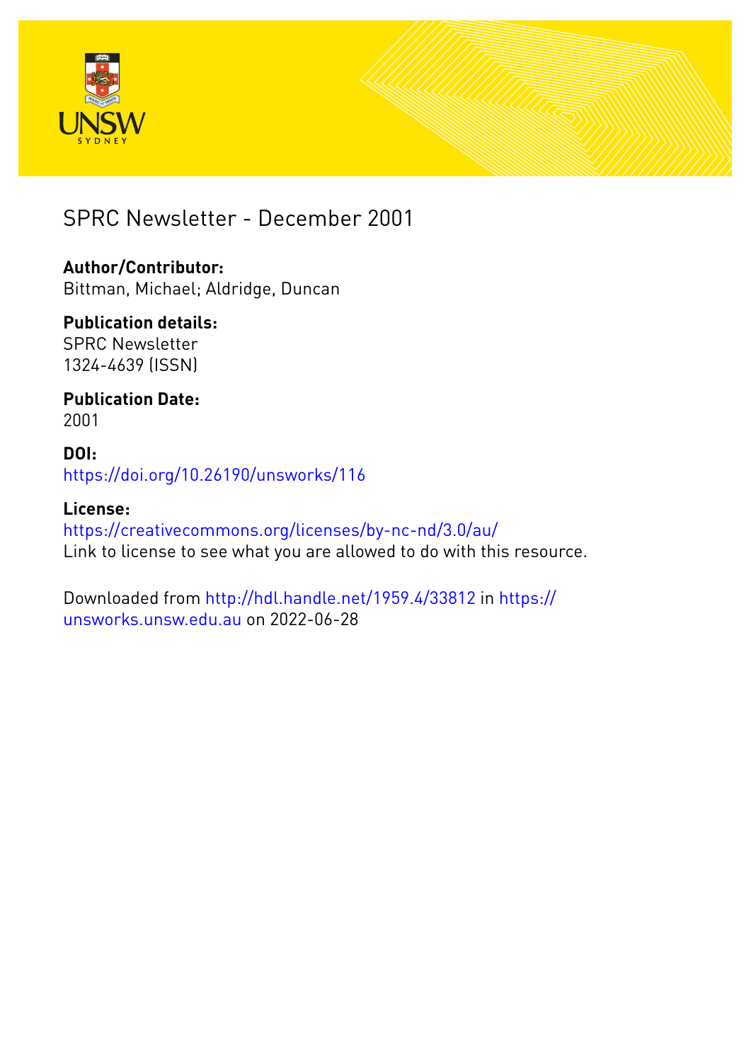# SPRC Newsletter - December 2001

**Author/Contributor:**
Bittman, Michael; Aldridge, Duncan

**Publication details:**
SPRC Newsletter
1324-4639 (ISSN)

**Publication Date:**
2001

**DOI:**
https://doi.org/10.26190/unsworks/116

**License:**
https://creativecommons.org/licenses/by-nc-nd/3.0/au/
Link to license to see what you are allowed to do with this resource.

Downloaded from http://hdl.handle.net/1959.4/33812 in https://unsworks.unsw.edu.au on 2022-06-28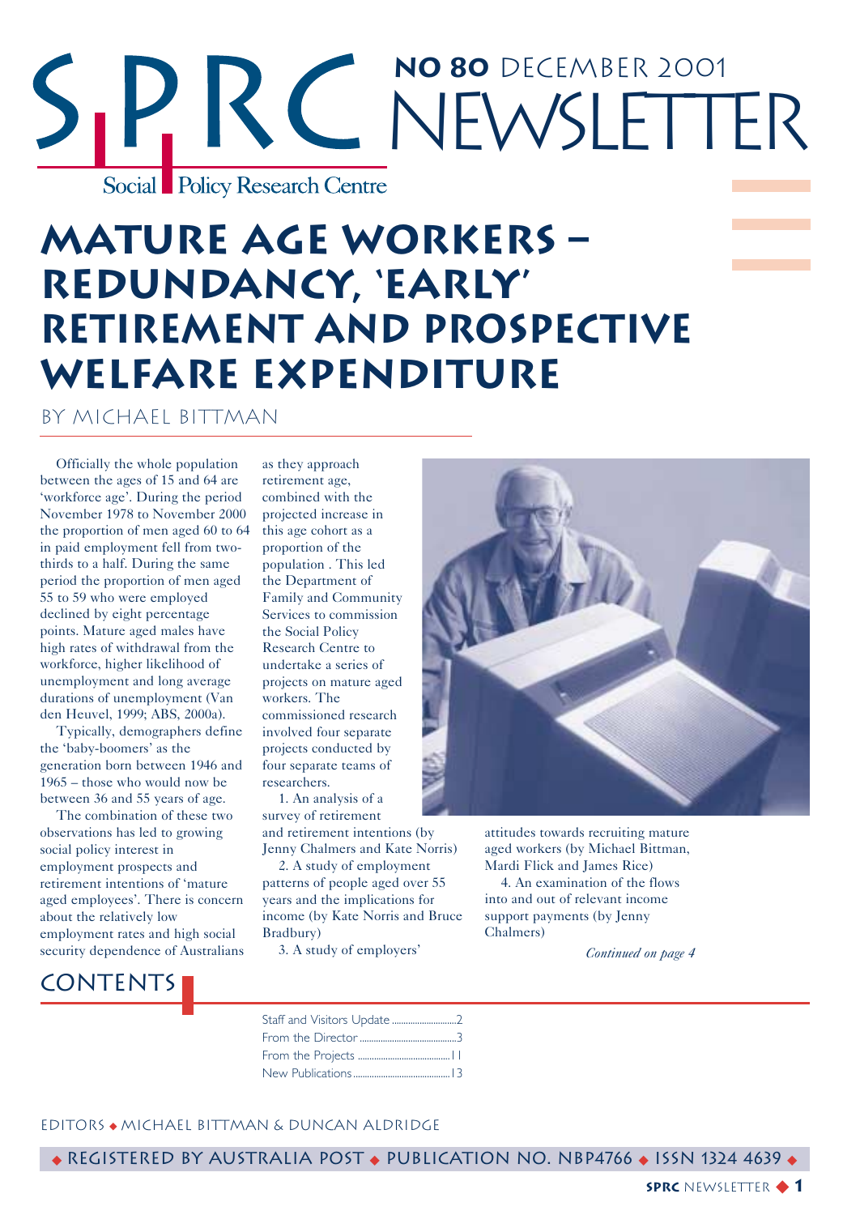# SPRC Social Policy Research Centre

## NO 80 DECEMBER 2001 NEWSLETTER

# MATURE AGE WORKERS – REDUNDANCY, 'EARLY' RETIREMENT AND PROSPECTIVE WELFARE EXPENDITURE

BY MICHAEL BITTMAN

Officially the whole population between the ages of 15 and 64 are 'workforce age'. During the period November 1978 to November 2000 the proportion of men aged 60 to 64 in paid employment fell from two-thirds to a half. During the same period the proportion of men aged 55 to 59 who were employed declined by eight percentage points. Mature aged males have high rates of withdrawal from the workforce, higher likelihood of unemployment and long average durations of unemployment (Van den Heuvel, 1999; ABS, 2000a).

Typically, demographers define the 'baby-boomers' as the generation born between 1946 and 1965 – those who would now be between 36 and 55 years of age.

The combination of these two observations has led to growing social policy interest in employment prospects and retirement intentions of 'mature aged employees'. There is concern about the relatively low employment rates and high social security dependence of Australians as they approach retirement age, combined with the projected increase in this age cohort as a proportion of the population . This led the Department of Family and Community Services to commission the Social Policy Research Centre to undertake a series of projects on mature aged workers. The commissioned research involved four separate projects conducted by four separate teams of researchers.

1. An analysis of a survey of retirement and retirement intentions (by Jenny Chalmers and Kate Norris)
2. A study of employment patterns of people aged over 55 years and the implications for income (by Kate Norris and Bruce Bradbury)
3. A study of employers' attitudes towards recruiting mature aged workers (by Michael Bittman, Mardi Flick and James Rice)
4. An examination of the flows into and out of relevant income support payments (by Jenny Chalmers)

*Continued on page 4*

## CONTENTS

Staff and Visitors Update ........................ 2
From the Director ........................ 3
From the Projects ........................ 11
New Publications ........................ 13

EDITORS ◆ MICHAEL BITTMAN & DUNCAN ALDRIDGE

◆ REGISTERED BY AUSTRALIA POST ◆ PUBLICATION NO. NBP4766 ◆ ISSN 1324 4639 ◆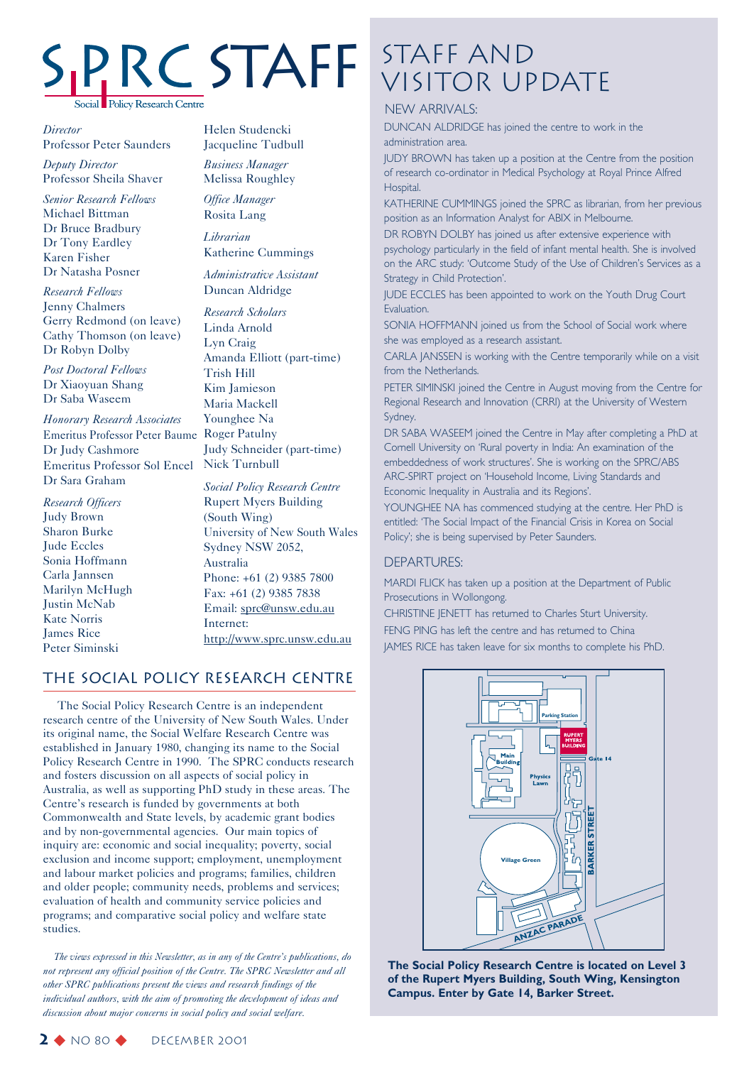# SPRC STAFF

Social Policy Research Centre

*Director*
Professor Peter Saunders

*Deputy Director*
Professor Sheila Shaver

*Senior Research Fellows*
Michael Bittman
Dr Bruce Bradbury
Dr Tony Eardley
Karen Fisher
Dr Natasha Posner

*Research Fellows*
Jenny Chalmers
Gerry Redmond (on leave)
Cathy Thomson (on leave)
Dr Robyn Dolby

*Post Doctoral Fellows*
Dr Xiaoyuan Shang
Dr Saba Waseem

*Honorary Research Associates*
Emeritus Professor Peter Baume
Dr Judy Cashmore
Emeritus Professor Sol Encel
Dr Sara Graham

*Research Officers*
Judy Brown
Sharon Burke
Jude Eccles
Sonia Hoffmann
Carla Jannsen
Marilyn McHugh
Justin McNab
Kate Norris
James Rice
Peter Siminski
Helen Studencki
Jacqueline Tudbull

*Business Manager*
Melissa Roughley

*Office Manager*
Rosita Lang

*Librarian*
Katherine Cummings

*Administrative Assistant*
Duncan Aldridge

*Research Scholars*
Linda Arnold
Lyn Craig
Amanda Elliott (part-time)
Trish Hill
Kim Jamieson
Maria Mackell
Younghee Na
Roger Patulny
Judy Schneider (part-time)
Nick Turnbull

*Social Policy Research Centre*
Rupert Myers Building
(South Wing)
University of New South Wales
Sydney NSW 2052,
Australia
Phone: +61 (2) 9385 7800
Fax: +61 (2) 9385 7838
Email: sprc@unsw.edu.au
Internet:
http://www.sprc.unsw.edu.au

## THE SOCIAL POLICY RESEARCH CENTRE

The Social Policy Research Centre is an independent research centre of the University of New South Wales. Under its original name, the Social Welfare Research Centre was established in January 1980, changing its name to the Social Policy Research Centre in 1990. The SPRC conducts research and fosters discussion on all aspects of social policy in Australia, as well as supporting PhD study in these areas. The Centre's research is funded by governments at both Commonwealth and State levels, by academic grant bodies and by non-governmental agencies. Our main topics of inquiry are: economic and social inequality; poverty, social exclusion and income support; employment, unemployment and labour market policies and programs; families, children and older people; community needs, problems and services; evaluation of health and community service policies and programs; and comparative social policy and welfare state studies.

*The views expressed in this Newsletter, as in any of the Centre's publications, do not represent any official position of the Centre. The SPRC Newsletter and all other SPRC publications present the views and research findings of the individual authors, with the aim of promoting the development of ideas and discussion about major concerns in social policy and social welfare.*

# STAFF AND VISITOR UPDATE

### NEW ARRIVALS:

DUNCAN ALDRIDGE has joined the centre to work in the administration area.

JUDY BROWN has taken up a position at the Centre from the position of research co-ordinator in Medical Psychology at Royal Prince Alfred Hospital.

KATHERINE CUMMINGS joined the SPRC as librarian, from her previous position as an Information Analyst for ABIX in Melbourne.

DR ROBYN DOLBY has joined us after extensive experience with psychology particularly in the field of infant mental health. She is involved on the ARC study: 'Outcome Study of the Use of Children's Services as a Strategy in Child Protection'.

JUDE ECCLES has been appointed to work on the Youth Drug Court Evaluation.

SONIA HOFFMANN joined us from the School of Social work where she was employed as a research assistant.

CARLA JANSSEN is working with the Centre temporarily while on a visit from the Netherlands.

PETER SIMINSKI joined the Centre in August moving from the Centre for Regional Research and Innovation (CRRI) at the University of Western Sydney.

DR SABA WASEEM joined the Centre in May after completing a PhD at Cornell University on 'Rural poverty in India: An examination of the embeddedness of work structures'. She is working on the SPRC/ABS ARC-SPIRT project on 'Household Income, Living Standards and Economic Inequality in Australia and its Regions'.

YOUNGHEE NA has commenced studying at the centre. Her PhD is entitled: 'The Social Impact of the Financial Crisis in Korea on Social Policy'; she is being supervised by Peter Saunders.

### DEPARTURES:

MARDI FLICK has taken up a position at the Department of Public Prosecutions in Wollongong.

CHRISTINE JENETT has returned to Charles Sturt University.

FENG PING has left the centre and has returned to China

JAMES RICE has taken leave for six months to complete his PhD.

**The Social Policy Research Centre is located on Level 3 of the Rupert Myers Building, South Wing, Kensington Campus. Enter by Gate 14, Barker Street.**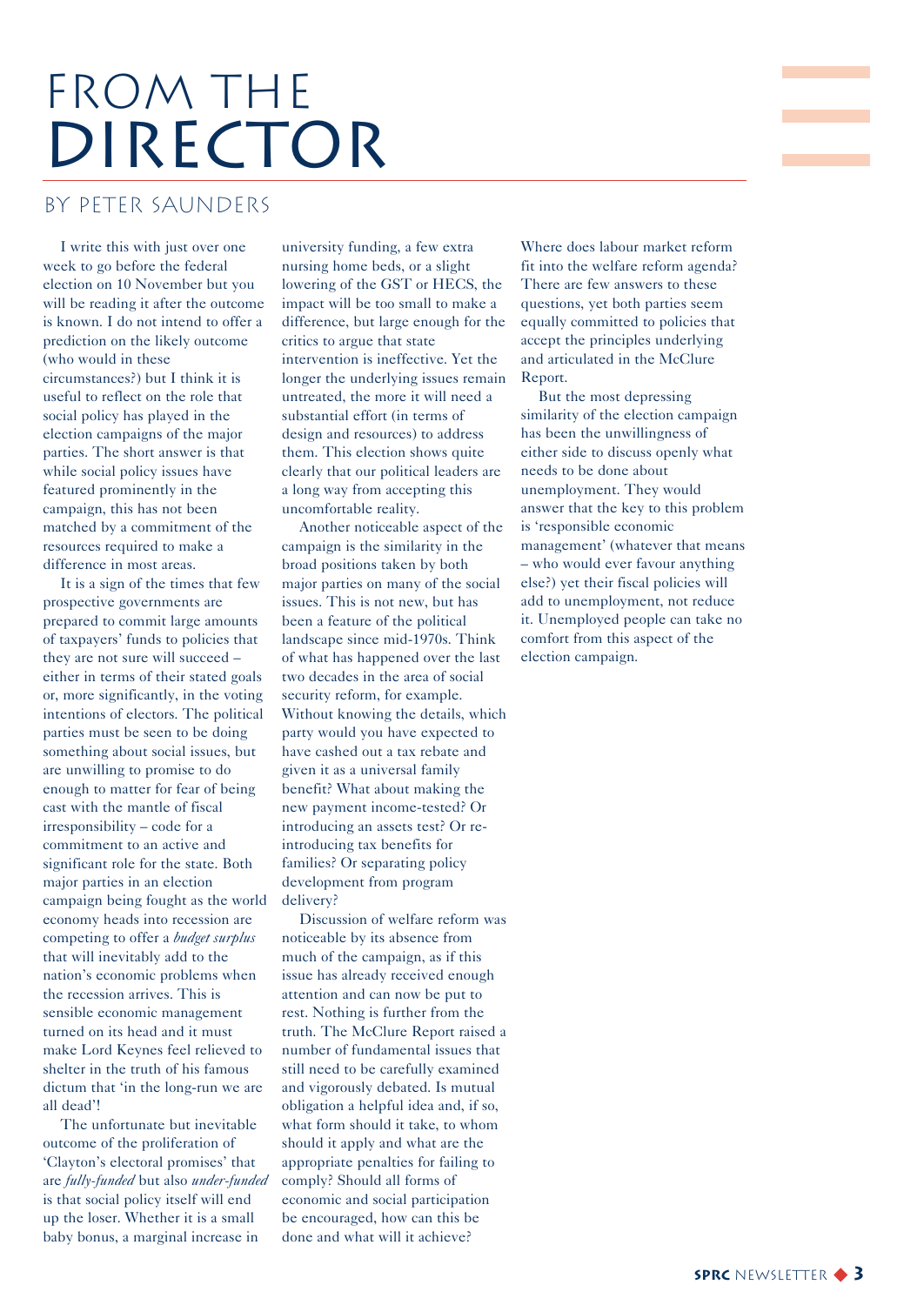# FROM THE DIRECTOR

## BY PETER SAUNDERS

I write this with just over one week to go before the federal election on 10 November but you will be reading it after the outcome is known. I do not intend to offer a prediction on the likely outcome (who would in these circumstances?) but I think it is useful to reflect on the role that social policy has played in the election campaigns of the major parties. The short answer is that while social policy issues have featured prominently in the campaign, this has not been matched by a commitment of the resources required to make a difference in most areas.

It is a sign of the times that few prospective governments are prepared to commit large amounts of taxpayers' funds to policies that they are not sure will succeed – either in terms of their stated goals or, more significantly, in the voting intentions of electors. The political parties must be seen to be doing something about social issues, but are unwilling to promise to do enough to matter for fear of being cast with the mantle of fiscal irresponsibility – code for a commitment to an active and significant role for the state. Both major parties in an election campaign being fought as the world economy heads into recession are competing to offer a *budget surplus* that will inevitably add to the nation's economic problems when the recession arrives. This is sensible economic management turned on its head and it must make Lord Keynes feel relieved to shelter in the truth of his famous dictum that 'in the long-run we are all dead'!

The unfortunate but inevitable outcome of the proliferation of 'Clayton's electoral promises' that are *fully-funded* but also *under-funded* is that social policy itself will end up the loser. Whether it is a small baby bonus, a marginal increase in university funding, a few extra nursing home beds, or a slight lowering of the GST or HECS, the impact will be too small to make a difference, but large enough for the critics to argue that state intervention is ineffective. Yet the longer the underlying issues remain untreated, the more it will need a substantial effort (in terms of design and resources) to address them. This election shows quite clearly that our political leaders are a long way from accepting this uncomfortable reality.

Another noticeable aspect of the campaign is the similarity in the broad positions taken by both major parties on many of the social issues. This is not new, but has been a feature of the political landscape since mid-1970s. Think of what has happened over the last two decades in the area of social security reform, for example. Without knowing the details, which party would you have expected to have cashed out a tax rebate and given it as a universal family benefit? What about making the new payment income-tested? Or introducing an assets test? Or re-introducing tax benefits for families? Or separating policy development from program delivery?

Discussion of welfare reform was noticeable by its absence from much of the campaign, as if this issue has already received enough attention and can now be put to rest. Nothing is further from the truth. The McClure Report raised a number of fundamental issues that still need to be carefully examined and vigorously debated. Is mutual obligation a helpful idea and, if so, what form should it take, to whom should it apply and what are the appropriate penalties for failing to comply? Should all forms of economic and social participation be encouraged, how can this be done and what will it achieve? Where does labour market reform fit into the welfare reform agenda? There are few answers to these questions, yet both parties seem equally committed to policies that accept the principles underlying and articulated in the McClure Report.

But the most depressing similarity of the election campaign has been the unwillingness of either side to discuss openly what needs to be done about unemployment. They would answer that the key to this problem is 'responsible economic management' (whatever that means – who would ever favour anything else?) yet their fiscal policies will add to unemployment, not reduce it. Unemployed people can take no comfort from this aspect of the election campaign.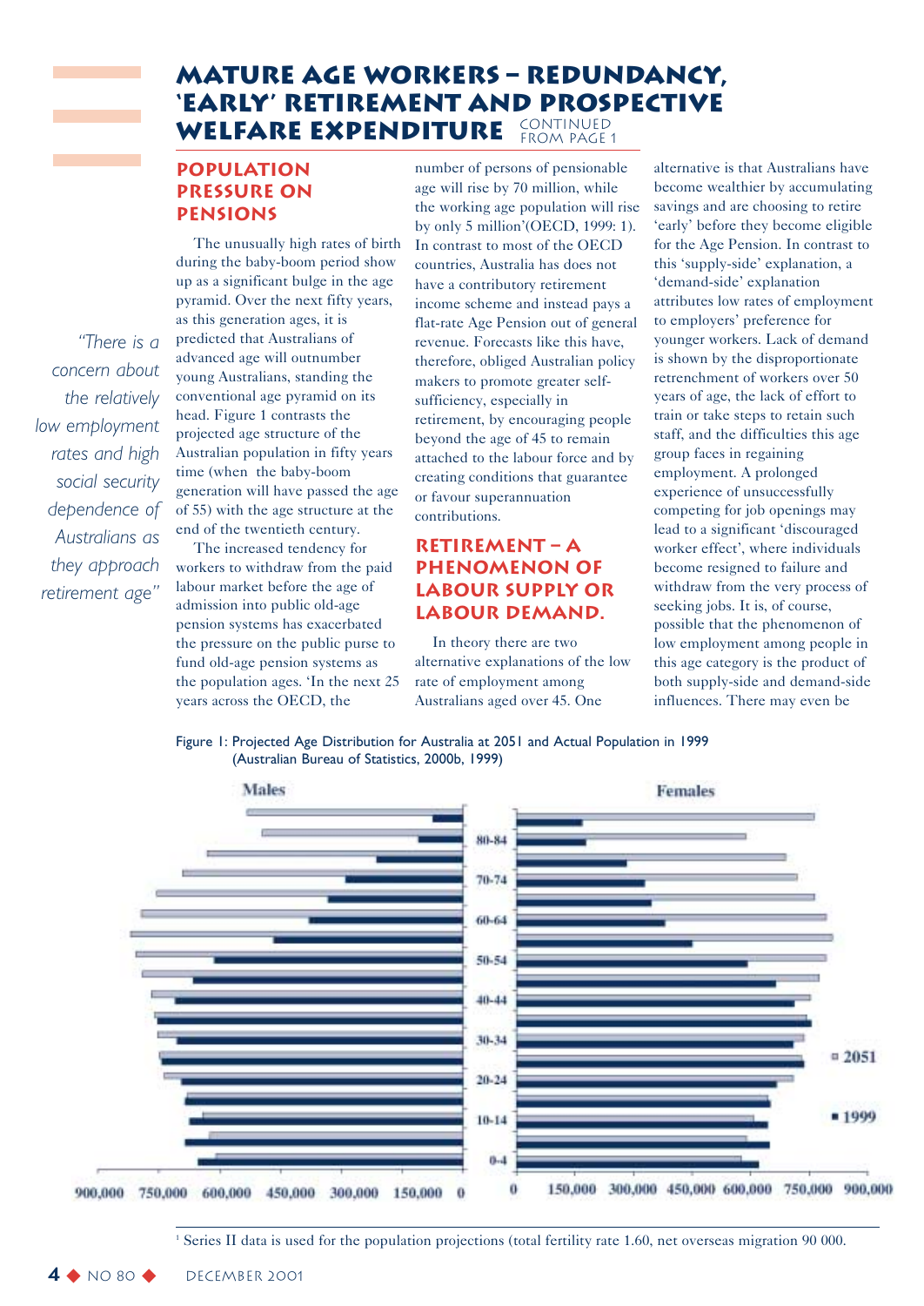# MATURE AGE WORKERS – REDUNDANCY, 'EARLY' RETIREMENT AND PROSPECTIVE WELFARE EXPENDITURE

CONTINUED FROM PAGE 1

## POPULATION PRESSURE ON PENSIONS

The unusually high rates of birth during the baby-boom period show up as a significant bulge in the age pyramid. Over the next fifty years, as this generation ages, it is predicted that Australians of advanced age will outnumber young Australians, standing the conventional age pyramid on its head. Figure 1 contrasts the projected age structure of the Australian population in fifty years time (when the baby-boom generation will have passed the age of 55) with the age structure at the end of the twentieth century.

The increased tendency for workers to withdraw from the paid labour market before the age of admission into public old-age pension systems has exacerbated the pressure on the public purse to fund old-age pension systems as the population ages. 'In the next 25 years across the OECD, the number of persons of pensionable age will rise by 70 million, while the working age population will rise by only 5 million'(OECD, 1999: 1). In contrast to most of the OECD countries, Australia has does not have a contributory retirement income scheme and instead pays a flat-rate Age Pension out of general revenue. Forecasts like this have, therefore, obliged Australian policy makers to promote greater self-sufficiency, especially in retirement, by encouraging people beyond the age of 45 to remain attached to the labour force and by creating conditions that guarantee or favour superannuation contributions.

> *"There is a concern about the relatively low employment rates and high social security dependence of Australians as they approach retirement age"*

## RETIREMENT – A PHENOMENON OF LABOUR SUPPLY OR LABOUR DEMAND.

In theory there are two alternative explanations of the low rate of employment among Australians aged over 45. One alternative is that Australians have become wealthier by accumulating savings and are choosing to retire 'early' before they become eligible for the Age Pension. In contrast to this 'supply-side' explanation, a 'demand-side' explanation attributes low rates of employment to employers' preference for younger workers. Lack of demand is shown by the disproportionate retrenchment of workers over 50 years of age, the lack of effort to train or take steps to retain such staff, and the difficulties this age group faces in regaining employment. A prolonged experience of unsuccessfully competing for job openings may lead to a significant 'discouraged worker effect', where individuals become resigned to failure and withdraw from the very process of seeking jobs. It is, of course, possible that the phenomenon of low employment among people in this age category is the product of both supply-side and demand-side influences. There may even be

Figure 1: Projected Age Distribution for Australia at 2051 and Actual Population in 1999 (Australian Bureau of Statistics, 2000b, 1999)

[1] Series II data is used for the population projections (total fertility rate 1.60, net overseas migration 90 000.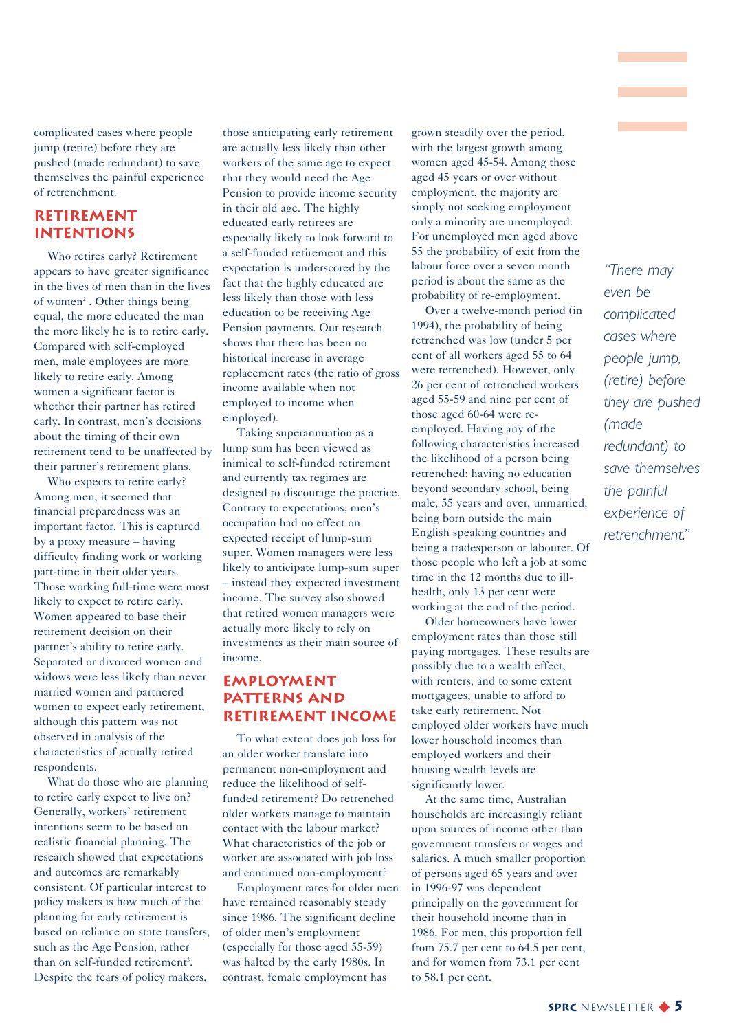complicated cases where people jump (retire) before they are pushed (made redundant) to save themselves the painful experience of retrenchment.

## Retirement Intentions

Who retires early? Retirement appears to have greater significance in the lives of men than in the lives of women[2]. Other things being equal, the more educated the man the more likely he is to retire early. Compared with self-employed men, male employees are more likely to retire early. Among women a significant factor is whether their partner has retired early. In contrast, men's decisions about the timing of their own retirement tend to be unaffected by their partner's retirement plans.

Who expects to retire early? Among men, it seemed that financial preparedness was an important factor. This is captured by a proxy measure – having difficulty finding work or working part-time in their older years. Those working full-time were most likely to expect to retire early. Women appeared to base their retirement decision on their partner's ability to retire early. Separated or divorced women and widows were less likely than never married women and partnered women to expect early retirement, although this pattern was not observed in analysis of the characteristics of actually retired respondents.

What do those who are planning to retire early expect to live on? Generally, workers' retirement intentions seem to be based on realistic financial planning. The research showed that expectations and outcomes are remarkably consistent. Of particular interest to policy makers is how much of the planning for early retirement is based on reliance on state transfers, such as the Age Pension, rather than on self-funded retirement[3]. Despite the fears of policy makers, those anticipating early retirement are actually less likely than other workers of the same age to expect that they would need the Age Pension to provide income security in their old age. The highly educated early retirees are especially likely to look forward to a self-funded retirement and this expectation is underscored by the fact that the highly educated are less likely than those with less education to be receiving Age Pension payments. Our research shows that there has been no historical increase in average replacement rates (the ratio of gross income available when not employed to income when employed).

Taking superannuation as a lump sum has been viewed as inimical to self-funded retirement and currently tax regimes are designed to discourage the practice. Contrary to expectations, men's occupation had no effect on expected receipt of lump-sum super. Women managers were less likely to anticipate lump-sum super – instead they expected investment income. The survey also showed that retired women managers were actually more likely to rely on investments as their main source of income.

## Employment Patterns and Retirement Income

To what extent does job loss for an older worker translate into permanent non-employment and reduce the likelihood of self-funded retirement? Do retrenched older workers manage to maintain contact with the labour market? What characteristics of the job or worker are associated with job loss and continued non-employment?

Employment rates for older men have remained reasonably steady since 1986. The significant decline of older men's employment (especially for those aged 55-59) was halted by the early 1980s. In contrast, female employment has grown steadily over the period, with the largest growth among women aged 45-54. Among those aged 45 years or over without employment, the majority are simply not seeking employment only a minority are unemployed. For unemployed men aged above 55 the probability of exit from the labour force over a seven month period is about the same as the probability of re-employment.

Over a twelve-month period (in 1994), the probability of being retrenched was low (under 5 per cent of all workers aged 55 to 64 were retrenched). However, only 26 per cent of retrenched workers aged 55-59 and nine per cent of those aged 60-64 were re-employed. Having any of the following characteristics increased the likelihood of a person being retrenched: having no education beyond secondary school, being male, 55 years and over, unmarried, being born outside the main English speaking countries and being a tradesperson or labourer. Of those people who left a job at some time in the 12 months due to ill-health, only 13 per cent were working at the end of the period.

Older homeowners have lower employment rates than those still paying mortgages. These results are possibly due to a wealth effect, with renters, and to some extent mortgagees, unable to afford to take early retirement. Not employed older workers have much lower household incomes than employed workers and their housing wealth levels are significantly lower.

At the same time, Australian households are increasingly reliant upon sources of income other than government transfers or wages and salaries. A much smaller proportion of persons aged 65 years and over in 1996-97 was dependent principally on the government for their household income than in 1986. For men, this proportion fell from 75.7 per cent to 64.5 per cent, and for women from 73.1 per cent to 58.1 per cent.

> *"There may even be complicated cases where people jump, (retire) before they are pushed (made redundant) to save themselves the painful experience of retrenchment."*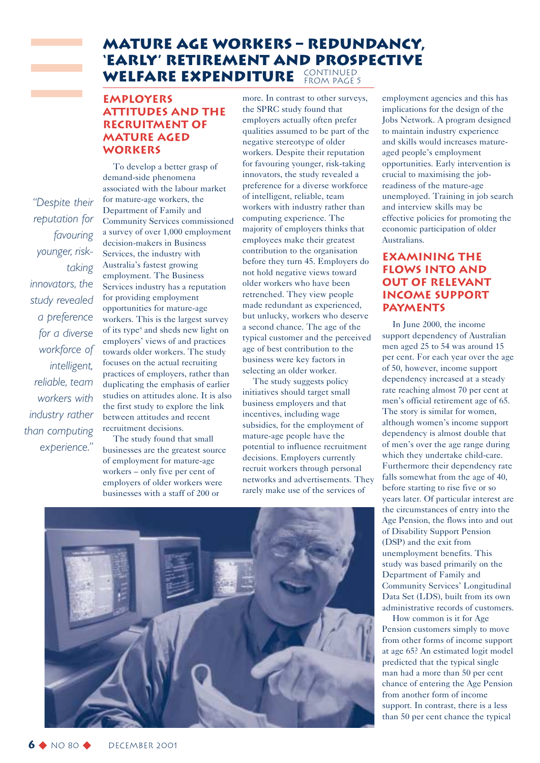# Mature Age Workers – Redundancy, 'Early' Retirement and Prospective Welfare Expenditure

CONTINUED FROM PAGE 5

## Employers Attitudes and the Recruitment of Mature Aged Workers

To develop a better grasp of demand-side phenomena associated with the labour market for mature-age workers, the Department of Family and Community Services commissioned a survey of over 1,000 employment decision-makers in Business Services, the industry with Australia's fastest growing employment. The Business Services industry has a reputation for providing employment opportunities for mature-age workers. This is the largest survey of its type[4] and sheds new light on employers' views of and practices towards older workers. The study focuses on the actual recruiting practices of employers, rather than duplicating the emphasis of earlier studies on attitudes alone. It is also the first study to explore the link between attitudes and recent recruitment decisions.

The study found that small businesses are the greatest source of employment for mature-age workers – only five per cent of employers of older workers were businesses with a staff of 200 or more. In contrast to other surveys, the SPRC study found that employers actually often prefer qualities assumed to be part of the negative stereotype of older workers. Despite their reputation for favouring younger, risk-taking innovators, the study revealed a preference for a diverse workforce of intelligent, reliable, team workers with industry rather than computing experience. The majority of employers thinks that employees make their greatest contribution to the organisation before they turn 45. Employers do not hold negative views toward older workers who have been retrenched. They view people made redundant as experienced, but unlucky, workers who deserve a second chance. The age of the typical customer and the perceived age of best contribution to the business were key factors in selecting an older worker.

> "Despite their reputation for favouring younger, risk-taking innovators, the study revealed a preference for a diverse workforce of intelligent, reliable, team workers with industry rather than computing experience."

The study suggests policy initiatives should target small business employers and that incentives, including wage subsidies, for the employment of mature-age people have the potential to influence recruitment decisions. Employers currently recruit workers through personal networks and advertisements. They rarely make use of the services of employment agencies and this has implications for the design of the Jobs Network. A program designed to maintain industry experience and skills would increases mature-aged people's employment opportunities. Early intervention is crucial to maximising the job-readiness of the mature-age unemployed. Training in job search and interview skills may be effective policies for promoting the economic participation of older Australians.

## Examining the Flows into and out of Relevant Income Support Payments

In June 2000, the income support dependency of Australian men aged 25 to 54 was around 15 per cent. For each year over the age of 50, however, income support dependency increased at a steady rate reaching almost 70 per cent at men's official retirement age of 65. The story is similar for women, although women's income support dependency is almost double that of men's over the age range during which they undertake child-care. Furthermore their dependency rate falls somewhat from the age of 40, before starting to rise five or so years later. Of particular interest are the circumstances of entry into the Age Pension, the flows into and out of Disability Support Pension (DSP) and the exit from unemployment benefits. This study was based primarily on the Department of Family and Community Services' Longitudinal Data Set (LDS), built from its own administrative records of customers.

How common is it for Age Pension customers simply to move from other forms of income support at age 65? An estimated logit model predicted that the typical single man had a more than 50 per cent chance of entering the Age Pension from another form of income support. In contrast, there is a less than 50 per cent chance the typical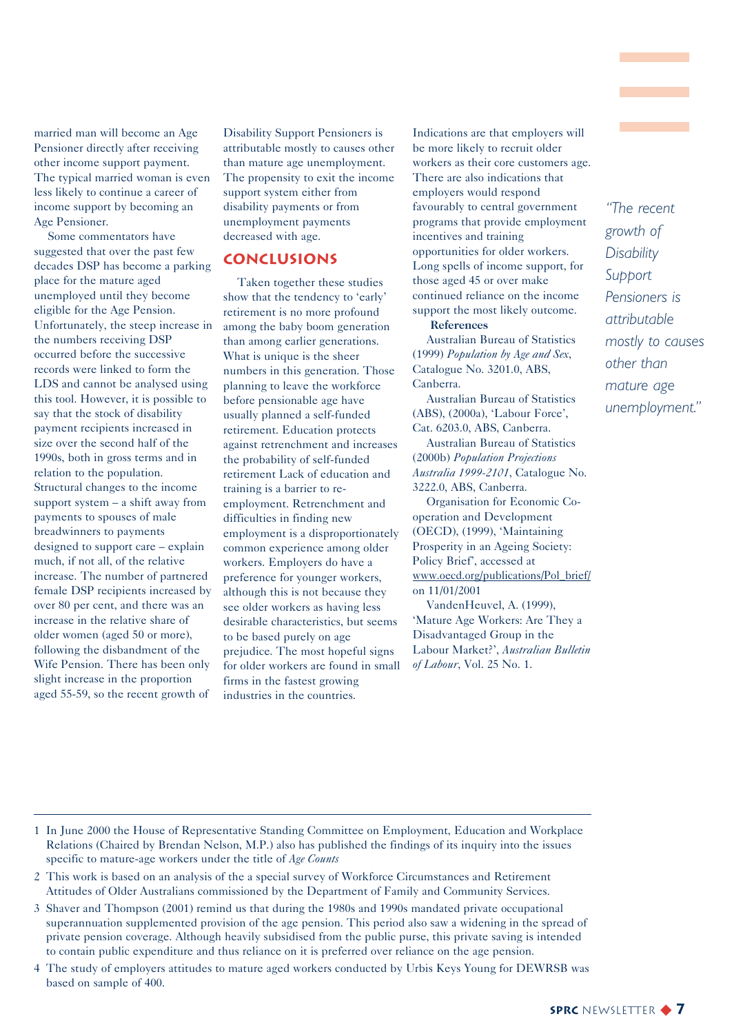married man will become an Age Pensioner directly after receiving other income support payment. The typical married woman is even less likely to continue a career of income support by becoming an Age Pensioner.

Some commentators have suggested that over the past few decades DSP has become a parking place for the mature aged unemployed until they become eligible for the Age Pension. Unfortunately, the steep increase in the numbers receiving DSP occurred before the successive records were linked to form the LDS and cannot be analysed using this tool. However, it is possible to say that the stock of disability payment recipients increased in size over the second half of the 1990s, both in gross terms and in relation to the population. Structural changes to the income support system – a shift away from payments to spouses of male breadwinners to payments designed to support care – explain much, if not all, of the relative increase. The number of partnered female DSP recipients increased by over 80 per cent, and there was an increase in the relative share of older women (aged 50 or more), following the disbandment of the Wife Pension. There has been only slight increase in the proportion aged 55-59, so the recent growth of Disability Support Pensioners is attributable mostly to causes other than mature age unemployment. The propensity to exit the income support system either from disability payments or from unemployment payments decreased with age.

> "The recent growth of Disability Support Pensioners is attributable mostly to causes other than mature age unemployment."

## CONCLUSIONS

Taken together these studies show that the tendency to 'early' retirement is no more profound among the baby boom generation than among earlier generations. What is unique is the sheer numbers in this generation. Those planning to leave the workforce before pensionable age have usually planned a self-funded retirement. Education protects against retrenchment and increases the probability of self-funded retirement Lack of education and training is a barrier to re-employment. Retrenchment and difficulties in finding new employment is a disproportionately common experience among older workers. Employers do have a preference for younger workers, although this is not because they see older workers as having less desirable characteristics, but seems to be based purely on age prejudice. The most hopeful signs for older workers are found in small firms in the fastest growing industries in the countries. Indications are that employers will be more likely to recruit older workers as their core customers age. There are also indications that employers would respond favourably to central government programs that provide employment incentives and training opportunities for older workers. Long spells of income support, for those aged 45 or over make continued reliance on the income support the most likely outcome.

**References**

Australian Bureau of Statistics (1999) *Population by Age and Sex*, Catalogue No. 3201.0, ABS, Canberra.

Australian Bureau of Statistics (ABS), (2000a), 'Labour Force', Cat. 6203.0, ABS, Canberra.

Australian Bureau of Statistics (2000b) *Population Projections Australia 1999-2101*, Catalogue No. 3222.0, ABS, Canberra.

Organisation for Economic Co-operation and Development (OECD), (1999), 'Maintaining Prosperity in an Ageing Society: Policy Brief', accessed at www.oecd.org/publications/Pol_brief/ on 11/01/2001

VandenHeuvel, A. (1999), 'Mature Age Workers: Are They a Disadvantaged Group in the Labour Market?', *Australian Bulletin of Labour*, Vol. 25 No. 1.

---

1 In June 2000 the House of Representative Standing Committee on Employment, Education and Workplace Relations (Chaired by Brendan Nelson, M.P.) also has published the findings of its inquiry into the issues specific to mature-age workers under the title of *Age Counts*

2 This work is based on an analysis of the a special survey of Workforce Circumstances and Retirement Attitudes of Older Australians commissioned by the Department of Family and Community Services.

3 Shaver and Thompson (2001) remind us that during the 1980s and 1990s mandated private occupational superannuation supplemented provision of the age pension. This period also saw a widening in the spread of private pension coverage. Although heavily subsidised from the public purse, this private saving is intended to contain public expenditure and thus reliance on it is preferred over reliance on the age pension.

4 The study of employers attitudes to mature aged workers conducted by Urbis Keys Young for DEWRSB was based on sample of 400.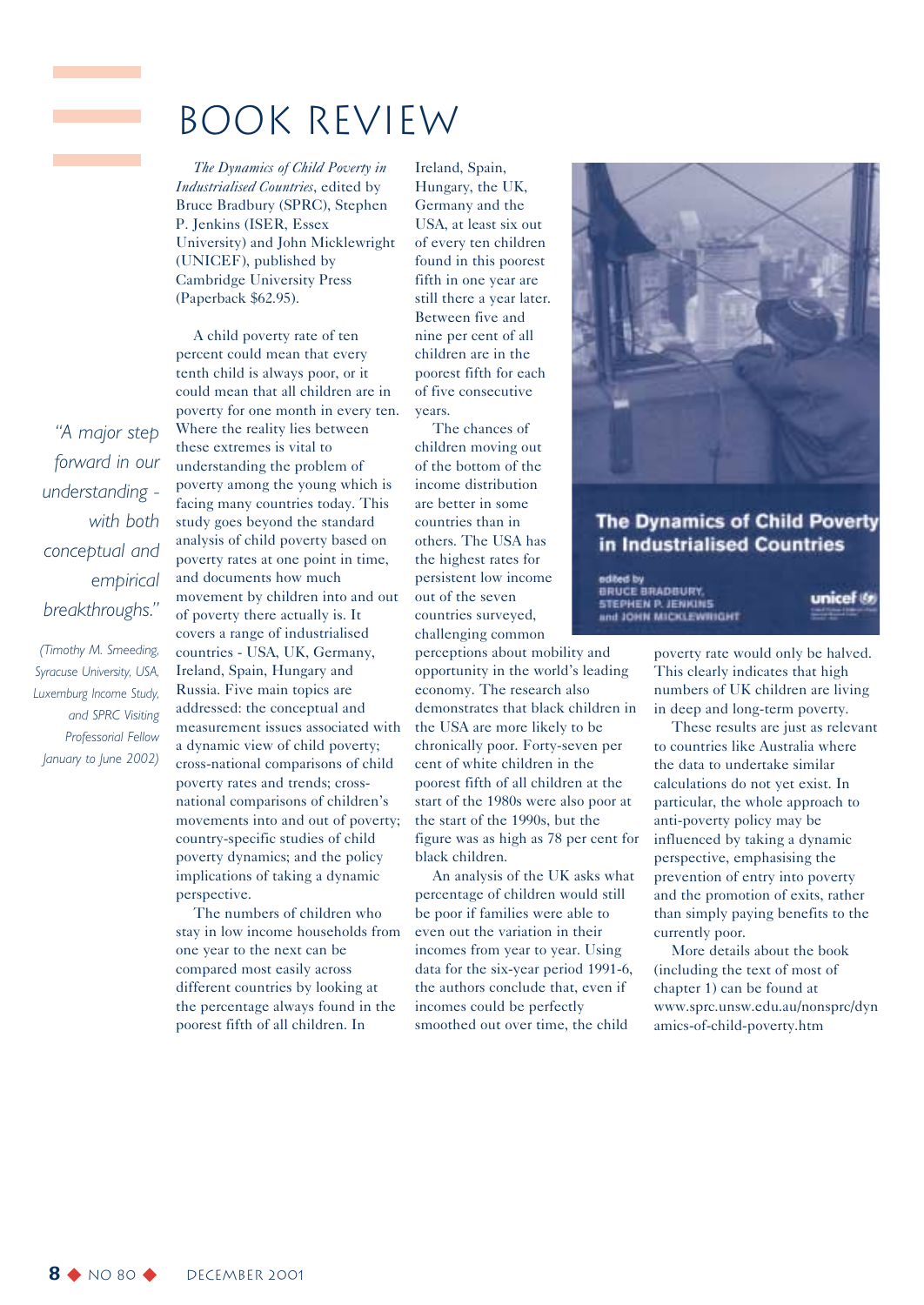# BOOK REVIEW

*The Dynamics of Child Poverty in Industrialised Countries*, edited by Bruce Bradbury (SPRC), Stephen P. Jenkins (ISER, Essex University) and John Micklewright (UNICEF), published by Cambridge University Press (Paperback $62.95).

> *"A major step forward in our understanding - with both conceptual and empirical breakthroughs."*
>
> *(Timothy M. Smeeding, Syracuse University, USA, Luxemburg Income Study, and SPRC Visiting Professorial Fellow January to June 2002)*

A child poverty rate of ten percent could mean that every tenth child is always poor, or it could mean that all children are in poverty for one month in every ten. Where the reality lies between these extremes is vital to understanding the problem of poverty among the young which is facing many countries today. This study goes beyond the standard analysis of child poverty based on poverty rates at one point in time, and documents how much movement by children into and out of poverty there actually is. It covers a range of industrialised countries - USA, UK, Germany, Ireland, Spain, Hungary and Russia. Five main topics are addressed: the conceptual and measurement issues associated with a dynamic view of child poverty; cross-national comparisons of child poverty rates and trends; cross-national comparisons of children's movements into and out of poverty; country-specific studies of child poverty dynamics; and the policy implications of taking a dynamic perspective.

The numbers of children who stay in low income households from one year to the next can be compared most easily across different countries by looking at the percentage always found in the poorest fifth of all children. In Ireland, Spain, Hungary, the UK, Germany and the USA, at least six out of every ten children found in this poorest fifth in one year are still there a year later. Between five and nine per cent of all children are in the poorest fifth for each of five consecutive years.

The chances of children moving out of the bottom of the income distribution are better in some countries than in others. The USA has the highest rates for persistent low income out of the seven countries surveyed, challenging common perceptions about mobility and opportunity in the world's leading economy. The research also demonstrates that black children in the USA are more likely to be chronically poor. Forty-seven per cent of white children in the poorest fifth of all children at the start of the 1980s were also poor at the start of the 1990s, but the figure was as high as 78 per cent for black children.

An analysis of the UK asks what percentage of children would still be poor if families were able to even out the variation in their incomes from year to year. Using data for the six-year period 1991-6, the authors conclude that, even if incomes could be perfectly smoothed out over time, the child poverty rate would only be halved. This clearly indicates that high numbers of UK children are living in deep and long-term poverty.

These results are just as relevant to countries like Australia where the data to undertake similar calculations do not yet exist. In particular, the whole approach to anti-poverty policy may be influenced by taking a dynamic perspective, emphasising the prevention of entry into poverty and the promotion of exits, rather than simply paying benefits to the currently poor.

More details about the book (including the text of most of chapter 1) can be found at www.sprc.unsw.edu.au/nonsprc/dynamics-of-child-poverty.htm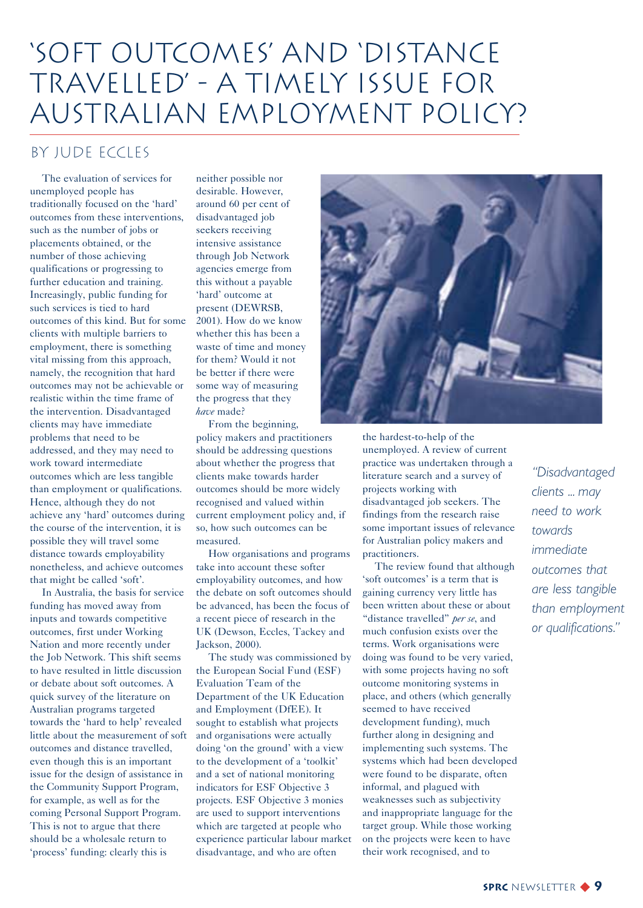# 'Soft outcomes' and 'distance travelled' - a timely issue for Australian employment policy?

## By Jude Eccles

The evaluation of services for unemployed people has traditionally focused on the 'hard' outcomes from these interventions, such as the number of jobs or placements obtained, or the number of those achieving qualifications or progressing to further education and training. Increasingly, public funding for such services is tied to hard outcomes of this kind. But for some clients with multiple barriers to employment, there is something vital missing from this approach, namely, the recognition that hard outcomes may not be achievable or realistic within the time frame of the intervention. Disadvantaged clients may have immediate problems that need to be addressed, and they may need to work toward intermediate outcomes which are less tangible than employment or qualifications. Hence, although they do not achieve any 'hard' outcomes during the course of the intervention, it is possible they will travel some distance towards employability nonetheless, and achieve outcomes that might be called 'soft'.

In Australia, the basis for service funding has moved away from inputs and towards competitive outcomes, first under Working Nation and more recently under the Job Network. This shift seems to have resulted in little discussion or debate about soft outcomes. A quick survey of the literature on Australian programs targeted towards the 'hard to help' revealed little about the measurement of soft outcomes and distance travelled, even though this is an important issue for the design of assistance in the Community Support Program, for example, as well as for the coming Personal Support Program. This is not to argue that there should be a wholesale return to 'process' funding: clearly this is neither possible nor desirable. However, around 60 per cent of disadvantaged job seekers receiving intensive assistance through Job Network agencies emerge from this without a payable 'hard' outcome at present (DEWRSB, 2001). How do we know whether this has been a waste of time and money for them? Would it not be better if there were some way of measuring the progress that they *have* made?

From the beginning, policy makers and practitioners should be addressing questions about whether the progress that clients make towards harder outcomes should be more widely recognised and valued within current employment policy and, if so, how such outcomes can be measured.

How organisations and programs take into account these softer employability outcomes, and how the debate on soft outcomes should be advanced, has been the focus of a recent piece of research in the UK (Dewson, Eccles, Tackey and Jackson, 2000).

The study was commissioned by the European Social Fund (ESF) Evaluation Team of the Department of the UK Education and Employment (DfEE). It sought to establish what projects and organisations were actually doing 'on the ground' with a view to the development of a 'toolkit' and a set of national monitoring indicators for ESF Objective 3 projects. ESF Objective 3 monies are used to support interventions which are targeted at people who experience particular labour market disadvantage, and who are often the hardest-to-help of the unemployed. A review of current practice was undertaken through a literature search and a survey of projects working with disadvantaged job seekers. The findings from the research raise some important issues of relevance for Australian policy makers and practitioners.

> *"Disadvantaged clients ... may need to work towards immediate outcomes that are less tangible than employment or qualifications."*

The review found that although 'soft outcomes' is a term that is gaining currency very little has been written about these or about "distance travelled" *per se*, and much confusion exists over the terms. Work organisations were doing was found to be very varied, with some projects having no soft outcome monitoring systems in place, and others (which generally seemed to have received development funding), much further along in designing and implementing such systems. The systems which had been developed were found to be disparate, often informal, and plagued with weaknesses such as subjectivity and inappropriate language for the target group. While those working on the projects were keen to have their work recognised, and to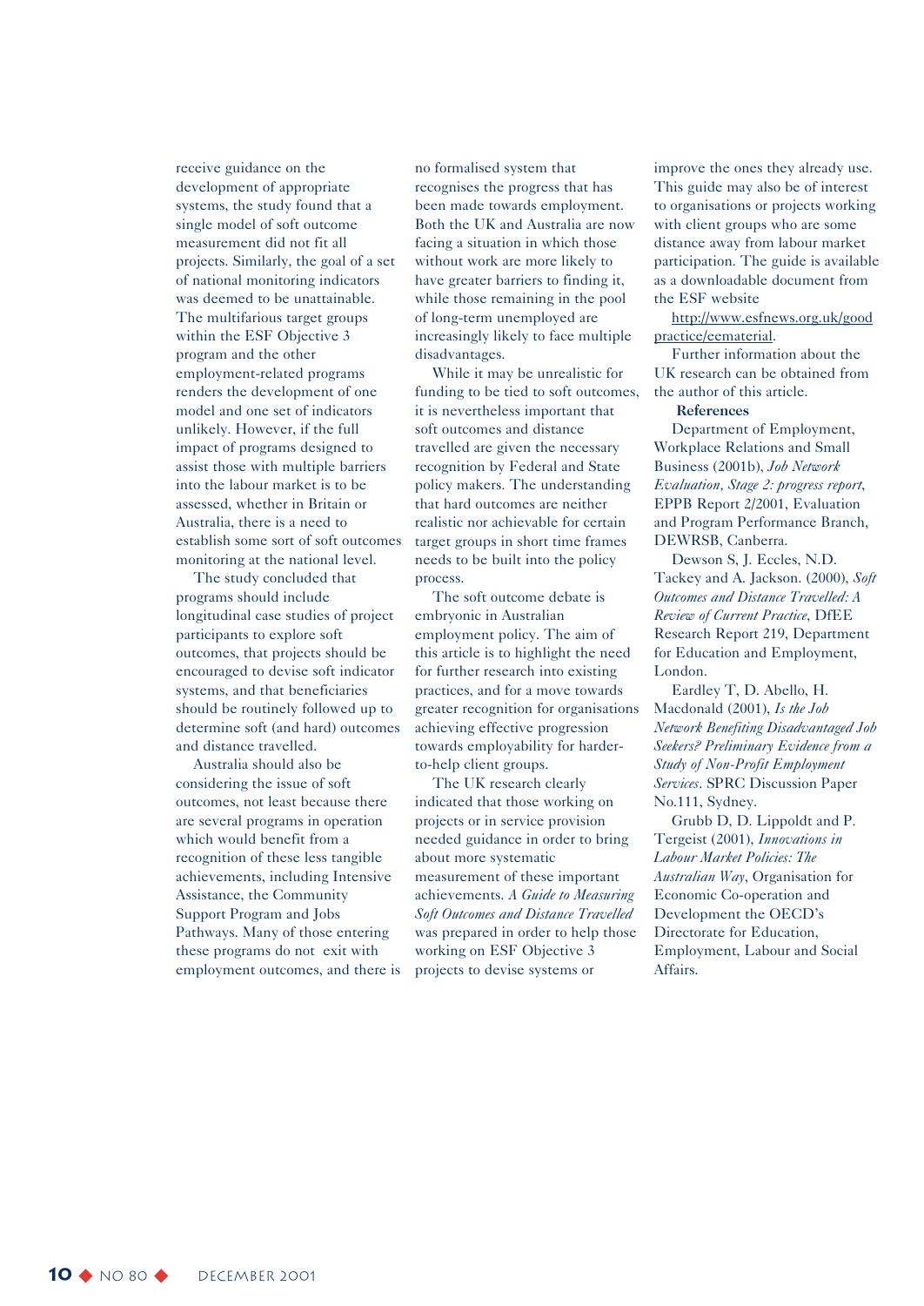receive guidance on the development of appropriate systems, the study found that a single model of soft outcome measurement did not fit all projects. Similarly, the goal of a set of national monitoring indicators was deemed to be unattainable. The multifarious target groups within the ESF Objective 3 program and the other employment-related programs renders the development of one model and one set of indicators unlikely. However, if the full impact of programs designed to assist those with multiple barriers into the labour market is to be assessed, whether in Britain or Australia, there is a need to establish some sort of soft outcomes monitoring at the national level.

The study concluded that programs should include longitudinal case studies of project participants to explore soft outcomes, that projects should be encouraged to devise soft indicator systems, and that beneficiaries should be routinely followed up to determine soft (and hard) outcomes and distance travelled.

Australia should also be considering the issue of soft outcomes, not least because there are several programs in operation which would benefit from a recognition of these less tangible achievements, including Intensive Assistance, the Community Support Program and Jobs Pathways. Many of those entering these programs do not exit with employment outcomes, and there is no formalised system that recognises the progress that has been made towards employment. Both the UK and Australia are now facing a situation in which those without work are more likely to have greater barriers to finding it, while those remaining in the pool of long-term unemployed are increasingly likely to face multiple disadvantages.

While it may be unrealistic for funding to be tied to soft outcomes, it is nevertheless important that soft outcomes and distance travelled are given the necessary recognition by Federal and State policy makers. The understanding that hard outcomes are neither realistic nor achievable for certain target groups in short time frames needs to be built into the policy process.

The soft outcome debate is embryonic in Australian employment policy. The aim of this article is to highlight the need for further research into existing practices, and for a move towards greater recognition for organisations achieving effective progression towards employability for harder-to-help client groups.

The UK research clearly indicated that those working on projects or in service provision needed guidance in order to bring about more systematic measurement of these important achievements. *A Guide to Measuring Soft Outcomes and Distance Travelled* was prepared in order to help those working on ESF Objective 3 projects to devise systems or improve the ones they already use. This guide may also be of interest to organisations or projects working with client groups who are some distance away from labour market participation. The guide is available as a downloadable document from the ESF website

http://www.esfnews.org.uk/goodpractice/eematerial.

Further information about the UK research can be obtained from the author of this article.

**References**

Department of Employment, Workplace Relations and Small Business (2001b), *Job Network Evaluation, Stage 2: progress report*, EPPB Report 2/2001, Evaluation and Program Performance Branch, DEWRSB, Canberra.

Dewson S, J. Eccles, N.D. Tackey and A. Jackson. (2000), *Soft Outcomes and Distance Travelled: A Review of Current Practice*, DfEE Research Report 219, Department for Education and Employment, London.

Eardley T, D. Abello, H. Macdonald (2001), *Is the Job Network Benefiting Disadvantaged Job Seekers? Preliminary Evidence from a Study of Non-Profit Employment Services*. SPRC Discussion Paper No.111, Sydney.

Grubb D, D. Lippoldt and P. Tergeist (2001), *Innovations in Labour Market Policies: The Australian Way*, Organisation for Economic Co-operation and Development the OECD's Directorate for Education, Employment, Labour and Social Affairs.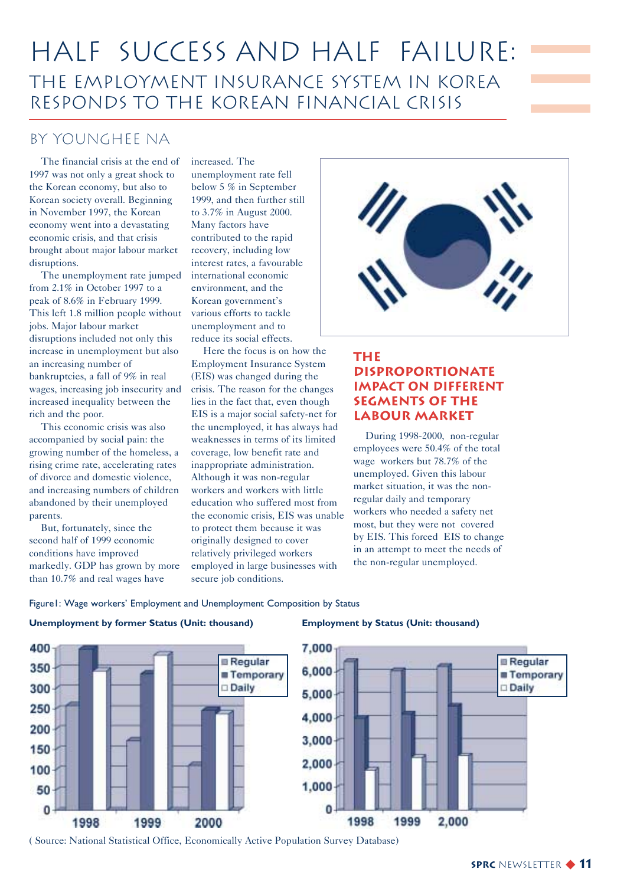# HALF SUCCESS AND HALF FAILURE:

## THE EMPLOYMENT INSURANCE SYSTEM IN KOREA RESPONDS TO THE KOREAN FINANCIAL CRISIS

### BY YOUNGHEE NA

The financial crisis at the end of 1997 was not only a great shock to the Korean economy, but also to Korean society overall. Beginning in November 1997, the Korean economy went into a devastating economic crisis, and that crisis brought about major labour market disruptions.

The unemployment rate jumped from 2.1% in October 1997 to a peak of 8.6% in February 1999. This left 1.8 million people without jobs. Major labour market disruptions included not only this increase in unemployment but also an increasing number of bankruptcies, a fall of 9% in real wages, increasing job insecurity and increased inequality between the rich and the poor.

This economic crisis was also accompanied by social pain: the growing number of the homeless, a rising crime rate, accelerating rates of divorce and domestic violence, and increasing numbers of children abandoned by their unemployed parents.

But, fortunately, since the second half of 1999 economic conditions have improved markedly. GDP has grown by more than 10.7% and real wages have increased. The unemployment rate fell below 5 % in September 1999, and then further still to 3.7% in August 2000. Many factors have contributed to the rapid recovery, including low interest rates, a favourable international economic environment, and the Korean government's various efforts to tackle unemployment and to reduce its social effects.

Here the focus is on how the Employment Insurance System (EIS) was changed during the crisis. The reason for the changes lies in the fact that, even though EIS is a major social safety-net for the unemployed, it has always had weaknesses in terms of its limited coverage, low benefit rate and inappropriate administration. Although it was non-regular workers and workers with little education who suffered most from the economic crisis, EIS was unable to protect them because it was originally designed to cover relatively privileged workers employed in large businesses with secure job conditions.

### THE DISPROPORTIONATE IMPACT ON DIFFERENT SEGMENTS OF THE LABOUR MARKET

During 1998-2000, non-regular employees were 50.4% of the total wage workers but 78.7% of the unemployed. Given this labour market situation, it was the non-regular daily and temporary workers who needed a safety net most, but they were not covered by EIS. This forced EIS to change in an attempt to meet the needs of the non-regular unemployed.

Figure1: Wage workers' Employment and Unemployment Composition by Status

**Unemployment by former Status (Unit: thousand)**

**Employment by Status (Unit: thousand)**

( Source: National Statistical Office, Economically Active Population Survey Database)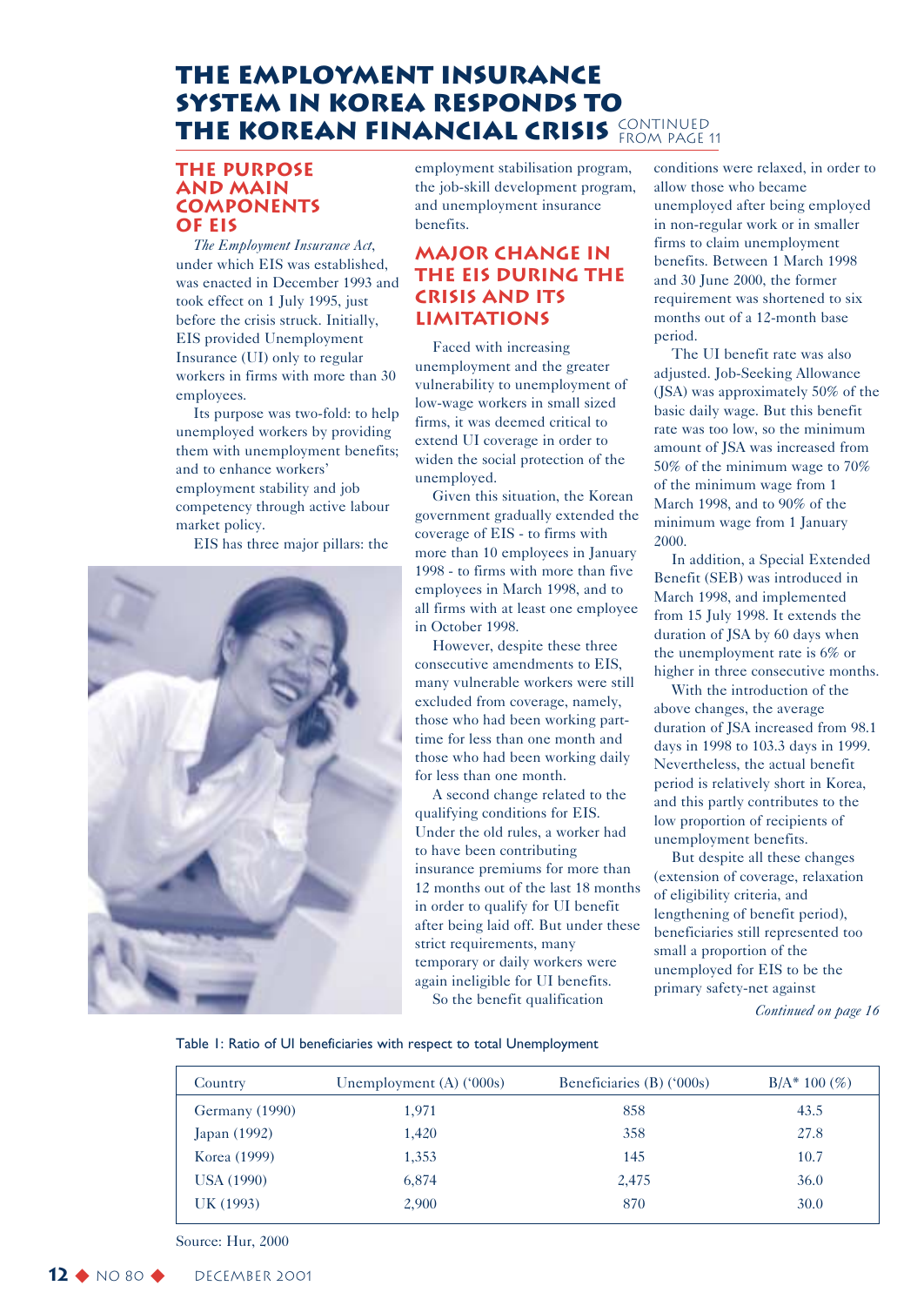# THE EMPLOYMENT INSURANCE SYSTEM IN KOREA RESPONDS TO THE KOREAN FINANCIAL CRISIS CONTINUED FROM PAGE 11

## THE PURPOSE AND MAIN COMPONENTS OF EIS

*The Employment Insurance Act*, under which EIS was established, was enacted in December 1993 and took effect on 1 July 1995, just before the crisis struck. Initially, EIS provided Unemployment Insurance (UI) only to regular workers in firms with more than 30 employees.

Its purpose was two-fold: to help unemployed workers by providing them with unemployment benefits; and to enhance workers' employment stability and job competency through active labour market policy.

EIS has three major pillars: the employment stabilisation program, the job-skill development program, and unemployment insurance benefits.

## MAJOR CHANGE IN THE EIS DURING THE CRISIS AND ITS LIMITATIONS

Faced with increasing unemployment and the greater vulnerability to unemployment of low-wage workers in small sized firms, it was deemed critical to extend UI coverage in order to widen the social protection of the unemployed.

Given this situation, the Korean government gradually extended the coverage of EIS - to firms with more than 10 employees in January 1998 - to firms with more than five employees in March 1998, and to all firms with at least one employee in October 1998.

However, despite these three consecutive amendments to EIS, many vulnerable workers were still excluded from coverage, namely, those who had been working part-time for less than one month and those who had been working daily for less than one month.

A second change related to the qualifying conditions for EIS. Under the old rules, a worker had to have been contributing insurance premiums for more than 12 months out of the last 18 months in order to qualify for UI benefit after being laid off. But under these strict requirements, many temporary or daily workers were again ineligible for UI benefits.

So the benefit qualification conditions were relaxed, in order to allow those who became unemployed after being employed in non-regular work or in smaller firms to claim unemployment benefits. Between 1 March 1998 and 30 June 2000, the former requirement was shortened to six months out of a 12-month base period.

The UI benefit rate was also adjusted. Job-Seeking Allowance (JSA) was approximately 50% of the basic daily wage. But this benefit rate was too low, so the minimum amount of JSA was increased from 50% of the minimum wage to 70% of the minimum wage from 1 March 1998, and to 90% of the minimum wage from 1 January 2000.

In addition, a Special Extended Benefit (SEB) was introduced in March 1998, and implemented from 15 July 1998. It extends the duration of JSA by 60 days when the unemployment rate is 6% or higher in three consecutive months.

With the introduction of the above changes, the average duration of JSA increased from 98.1 days in 1998 to 103.3 days in 1999. Nevertheless, the actual benefit period is relatively short in Korea, and this partly contributes to the low proportion of recipients of unemployment benefits.

But despite all these changes (extension of coverage, relaxation of eligibility criteria, and lengthening of benefit period), beneficiaries still represented too small a proportion of the unemployed for EIS to be the primary safety-net against

*Continued on page 16*

Table 1: Ratio of UI beneficiaries with respect to total Unemployment

| Country | Unemployment (A) ('000s) | Beneficiaries (B) ('000s) | B/A* 100 (%) |
|---|---|---|---|
| Germany (1990) | 1,971 | 858 | 43.5 |
| Japan (1992) | 1,420 | 358 | 27.8 |
| Korea (1999) | 1,353 | 145 | 10.7 |
| USA (1990) | 6,874 | 2,475 | 36.0 |
| UK (1993) | 2,900 | 870 | 30.0 |

Source: Hur, 2000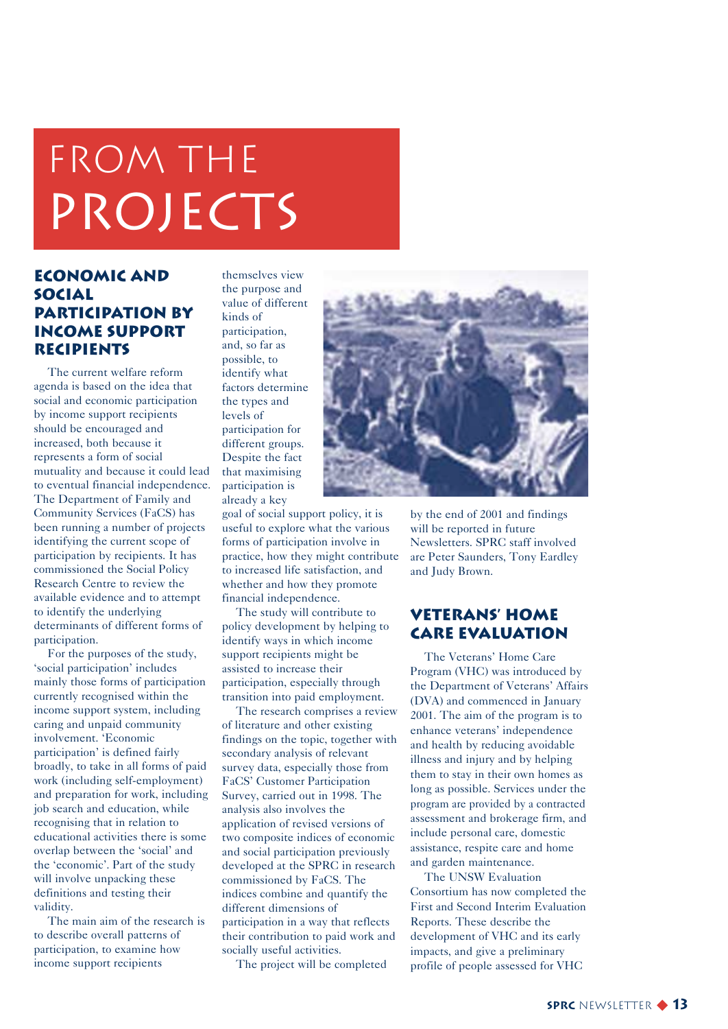# FROM THE PROJECTS

## Economic and Social Participation by Income Support Recipients

The current welfare reform agenda is based on the idea that social and economic participation by income support recipients should be encouraged and increased, both because it represents a form of social mutuality and because it could lead to eventual financial independence. The Department of Family and Community Services (FaCS) has been running a number of projects identifying the current scope of participation by recipients. It has commissioned the Social Policy Research Centre to review the available evidence and to attempt to identify the underlying determinants of different forms of participation.

For the purposes of the study, 'social participation' includes mainly those forms of participation currently recognised within the income support system, including caring and unpaid community involvement. 'Economic participation' is defined fairly broadly, to take in all forms of paid work (including self-employment) and preparation for work, including job search and education, while recognising that in relation to educational activities there is some overlap between the 'social' and the 'economic'. Part of the study will involve unpacking these definitions and testing their validity.

The main aim of the research is to describe overall patterns of participation, to examine how income support recipients themselves view the purpose and value of different kinds of participation, and, so far as possible, to identify what factors determine the types and levels of participation for different groups. Despite the fact that maximising participation is already a key goal of social support policy, it is useful to explore what the various forms of participation involve in practice, how they might contribute to increased life satisfaction, and whether and how they promote financial independence.

The study will contribute to policy development by helping to identify ways in which income support recipients might be assisted to increase their participation, especially through transition into paid employment.

The research comprises a review of literature and other existing findings on the topic, together with secondary analysis of relevant survey data, especially those from FaCS' Customer Participation Survey, carried out in 1998. The analysis also involves the application of revised versions of two composite indices of economic and social participation previously developed at the SPRC in research commissioned by FaCS. The indices combine and quantify the different dimensions of participation in a way that reflects their contribution to paid work and socially useful activities.

The project will be completed by the end of 2001 and findings will be reported in future Newsletters. SPRC staff involved are Peter Saunders, Tony Eardley and Judy Brown.

## Veterans' Home Care Evaluation

The Veterans' Home Care Program (VHC) was introduced by the Department of Veterans' Affairs (DVA) and commenced in January 2001. The aim of the program is to enhance veterans' independence and health by reducing avoidable illness and injury and by helping them to stay in their own homes as long as possible. Services under the program are provided by a contracted assessment and brokerage firm, and include personal care, domestic assistance, respite care and home and garden maintenance.

The UNSW Evaluation Consortium has now completed the First and Second Interim Evaluation Reports. These describe the development of VHC and its early impacts, and give a preliminary profile of people assessed for VHC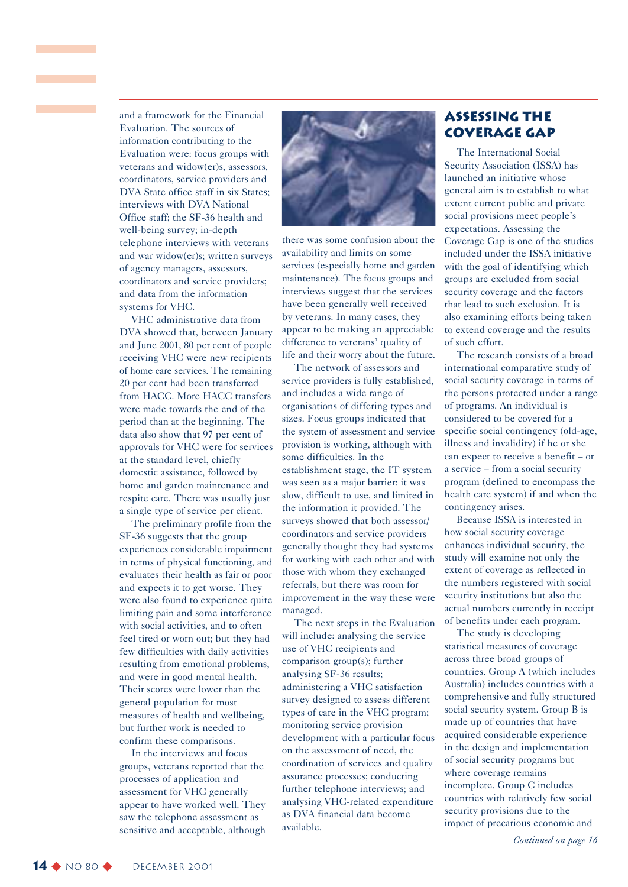and a framework for the Financial Evaluation. The sources of information contributing to the Evaluation were: focus groups with veterans and widow(er)s, assessors, coordinators, service providers and DVA State office staff in six States; interviews with DVA National Office staff; the SF-36 health and well-being survey; in-depth telephone interviews with veterans and war widow(er)s; written surveys of agency managers, assessors, coordinators and service providers; and data from the information systems for VHC.

VHC administrative data from DVA showed that, between January and June 2001, 80 per cent of people receiving VHC were new recipients of home care services. The remaining 20 per cent had been transferred from HACC. More HACC transfers were made towards the end of the period than at the beginning. The data also show that 97 per cent of approvals for VHC were for services at the standard level, chiefly domestic assistance, followed by home and garden maintenance and respite care. There was usually just a single type of service per client.

The preliminary profile from the SF-36 suggests that the group experiences considerable impairment in terms of physical functioning, and evaluates their health as fair or poor and expects it to get worse. They were also found to experience quite limiting pain and some interference with social activities, and to often feel tired or worn out; but they had few difficulties with daily activities resulting from emotional problems, and were in good mental health. Their scores were lower than the general population for most measures of health and wellbeing, but further work is needed to confirm these comparisons.

In the interviews and focus groups, veterans reported that the processes of application and assessment for VHC generally appear to have worked well. They saw the telephone assessment as sensitive and acceptable, although there was some confusion about the availability and limits on some services (especially home and garden maintenance). The focus groups and interviews suggest that the services have been generally well received by veterans. In many cases, they appear to be making an appreciable difference to veterans' quality of life and their worry about the future.

The network of assessors and service providers is fully established, and includes a wide range of organisations of differing types and sizes. Focus groups indicated that the system of assessment and service provision is working, although with some difficulties. In the establishment stage, the IT system was seen as a major barrier: it was slow, difficult to use, and limited in the information it provided. The surveys showed that both assessor/coordinators and service providers generally thought they had systems for working with each other and with those with whom they exchanged referrals, but there was room for improvement in the way these were managed.

The next steps in the Evaluation will include: analysing the service use of VHC recipients and comparison group(s); further analysing SF-36 results; administering a VHC satisfaction survey designed to assess different types of care in the VHC program; monitoring service provision development with a particular focus on the assessment of need, the coordination of services and quality assurance processes; conducting further telephone interviews; and analysing VHC-related expenditure as DVA financial data become available.

## Assessing the Coverage Gap

The International Social Security Association (ISSA) has launched an initiative whose general aim is to establish to what extent current public and private social provisions meet people's expectations. Assessing the Coverage Gap is one of the studies included under the ISSA initiative with the goal of identifying which groups are excluded from social security coverage and the factors that lead to such exclusion. It is also examining efforts being taken to extend coverage and the results of such effort.

The research consists of a broad international comparative study of social security coverage in terms of the persons protected under a range of programs. An individual is considered to be covered for a specific social contingency (old-age, illness and invalidity) if he or she can expect to receive a benefit – or a service – from a social security program (defined to encompass the health care system) if and when the contingency arises.

Because ISSA is interested in how social security coverage enhances individual security, the study will examine not only the extent of coverage as reflected in the numbers registered with social security institutions but also the actual numbers currently in receipt of benefits under each program.

The study is developing statistical measures of coverage across three broad groups of countries. Group A (which includes Australia) includes countries with a comprehensive and fully structured social security system. Group B is made up of countries that have acquired considerable experience in the design and implementation of social security programs but where coverage remains incomplete. Group C includes countries with relatively few social security provisions due to the impact of precarious economic and

*Continued on page 16*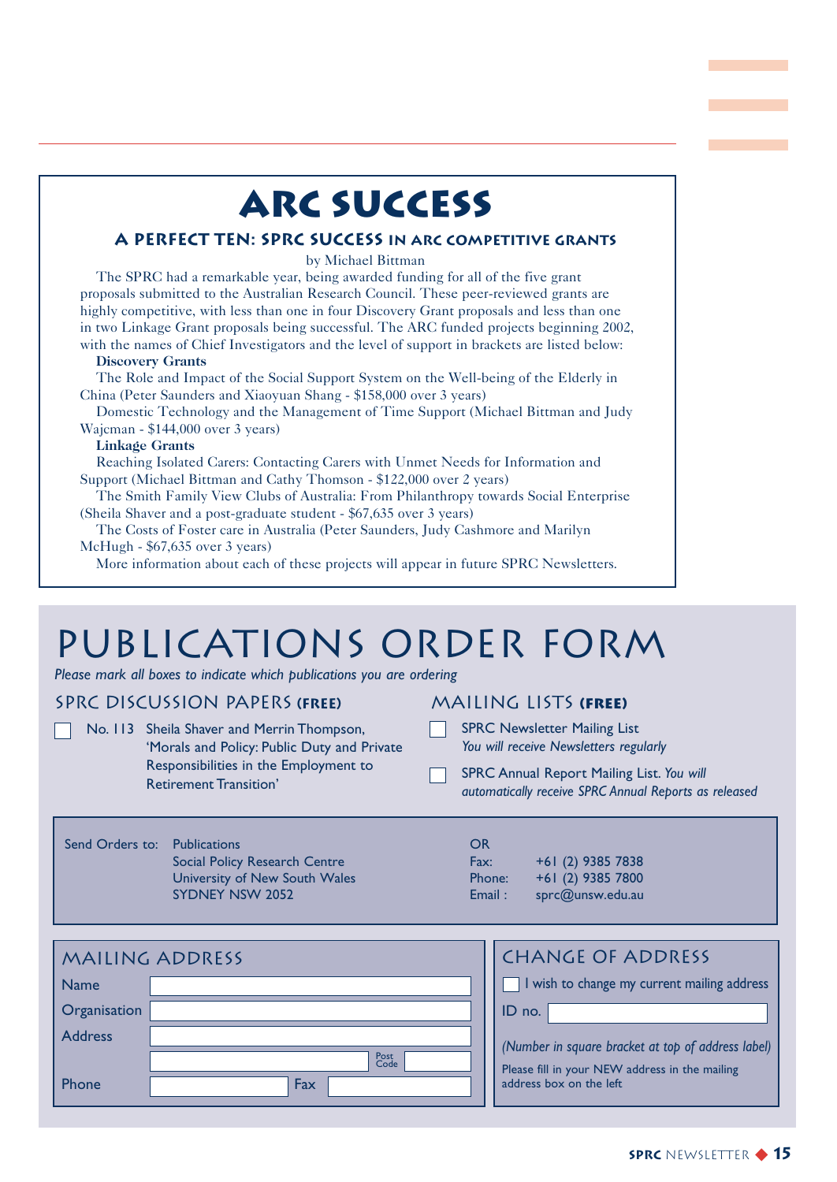# ARC SUCCESS

## A PERFECT TEN: SPRC SUCCESS IN ARC COMPETITIVE GRANTS

by Michael Bittman

The SPRC had a remarkable year, being awarded funding for all of the five grant proposals submitted to the Australian Research Council. These peer-reviewed grants are highly competitive, with less than one in four Discovery Grant proposals and less than one in two Linkage Grant proposals being successful. The ARC funded projects beginning 2002, with the names of Chief Investigators and the level of support in brackets are listed below:

**Discovery Grants**

The Role and Impact of the Social Support System on the Well-being of the Elderly in China (Peter Saunders and Xiaoyuan Shang - $158,000 over 3 years)

Domestic Technology and the Management of Time Support (Michael Bittman and Judy Wajcman - $144,000 over 3 years)

**Linkage Grants**

Reaching Isolated Carers: Contacting Carers with Unmet Needs for Information and Support (Michael Bittman and Cathy Thomson - $122,000 over 2 years)

The Smith Family View Clubs of Australia: From Philanthropy towards Social Enterprise (Sheila Shaver and a post-graduate student - $67,635 over 3 years)

The Costs of Foster care in Australia (Peter Saunders, Judy Cashmore and Marilyn McHugh - $67,635 over 3 years)

More information about each of these projects will appear in future SPRC Newsletters.

# PUBLICATIONS ORDER FORM

*Please mark all boxes to indicate which publications you are ordering*

## SPRC DISCUSSION PAPERS (FREE)

☐ No. 113 Sheila Shaver and Merrin Thompson, 'Morals and Policy: Public Duty and Private Responsibilities in the Employment to Retirement Transition'

## MAILING LISTS (FREE)

☐ SPRC Newsletter Mailing List
*You will receive Newsletters regularly*

☐ SPRC Annual Report Mailing List. *You will automatically receive SPRC Annual Reports as released*

Send Orders to: Publications
Social Policy Research Centre
University of New South Wales
SYDNEY NSW 2052

OR

Fax: +61 (2) 9385 7838
Phone: +61 (2) 9385 7800
Email : sprc@unsw.edu.au

## MAILING ADDRESS

Name ______________________

Organisation ______________________

Address ______________________

______________________ Post Code ________

Phone ____________ Fax ____________

## CHANGE OF ADDRESS

☐ I wish to change my current mailing address

ID no. ______________________

*(Number in square bracket at top of address label)*

Please fill in your NEW address in the mailing address box on the left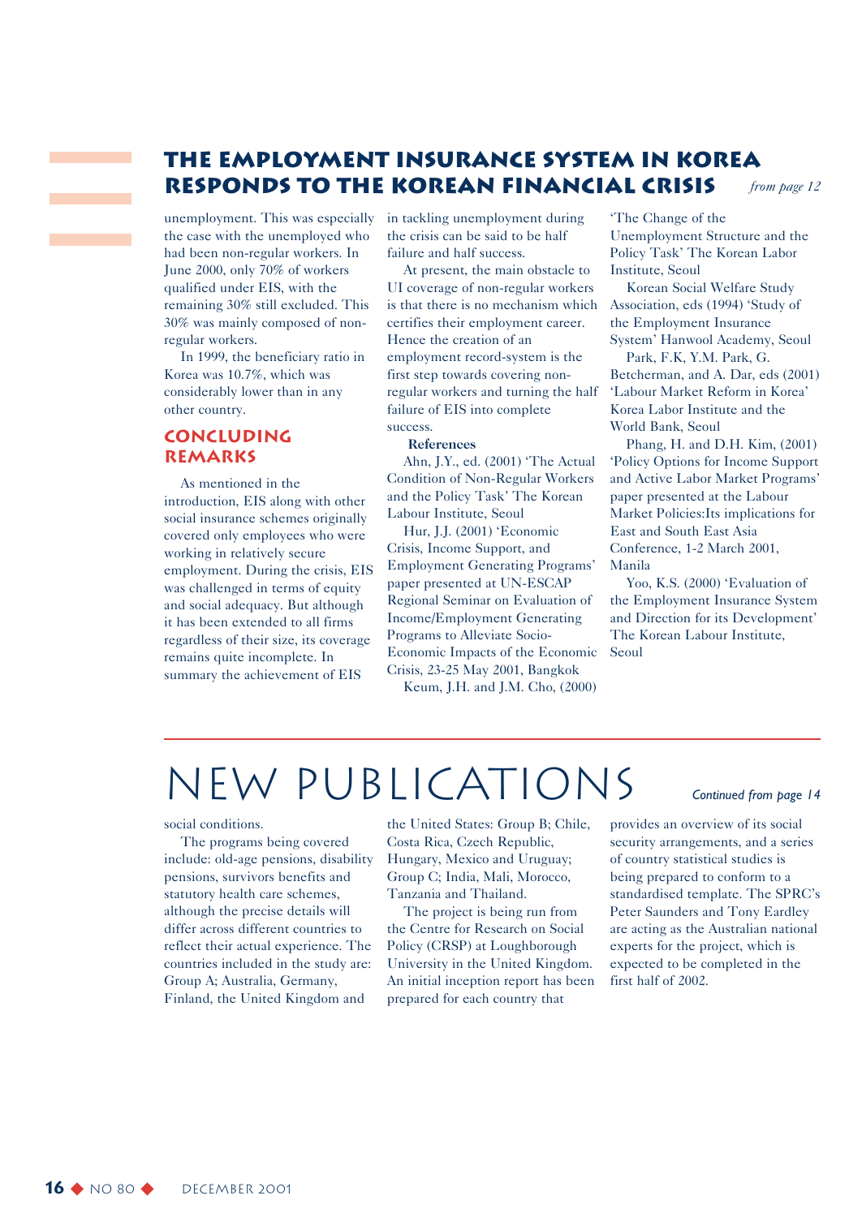## THE EMPLOYMENT INSURANCE SYSTEM IN KOREA RESPONDS TO THE KOREAN FINANCIAL CRISIS

*from page 12*

unemployment. This was especially the case with the unemployed who had been non-regular workers. In June 2000, only 70% of workers qualified under EIS, with the remaining 30% still excluded. This 30% was mainly composed of non-regular workers.

In 1999, the beneficiary ratio in Korea was 10.7%, which was considerably lower than in any other country.

### CONCLUDING REMARKS

As mentioned in the introduction, EIS along with other social insurance schemes originally covered only employees who were working in relatively secure employment. During the crisis, EIS was challenged in terms of equity and social adequacy. But although it has been extended to all firms regardless of their size, its coverage remains quite incomplete. In summary the achievement of EIS in tackling unemployment during the crisis can be said to be half failure and half success.

At present, the main obstacle to UI coverage of non-regular workers is that there is no mechanism which certifies their employment career. Hence the creation of an employment record-system is the first step towards covering non-regular workers and turning the half failure of EIS into complete success.

**References**

Ahn, J.Y., ed. (2001) 'The Actual Condition of Non-Regular Workers and the Policy Task' The Korean Labour Institute, Seoul

Hur, J.J. (2001) 'Economic Crisis, Income Support, and Employment Generating Programs' paper presented at UN-ESCAP Regional Seminar on Evaluation of Income/Employment Generating Programs to Alleviate Socio-Economic Impacts of the Economic Crisis, 23-25 May 2001, Bangkok

Keum, J.H. and J.M. Cho, (2000) 'The Change of the Unemployment Structure and the Policy Task' The Korean Labor Institute, Seoul

Korean Social Welfare Study Association, eds (1994) 'Study of the Employment Insurance System' Hanwool Academy, Seoul

Park, F.K, Y.M. Park, G. Betcherman, and A. Dar, eds (2001) 'Labour Market Reform in Korea' Korea Labor Institute and the World Bank, Seoul

Phang, H. and D.H. Kim, (2001) 'Policy Options for Income Support and Active Labor Market Programs' paper presented at the Labour Market Policies:Its implications for East and South East Asia Conference, 1-2 March 2001, Manila

Yoo, K.S. (2000) 'Evaluation of the Employment Insurance System and Direction for its Development' The Korean Labour Institute, Seoul

# NEW PUBLICATIONS

*Continued from page 14*

social conditions.

The programs being covered include: old-age pensions, disability pensions, survivors benefits and statutory health care schemes, although the precise details will differ across different countries to reflect their actual experience. The countries included in the study are: Group A; Australia, Germany, Finland, the United Kingdom and the United States: Group B; Chile, Costa Rica, Czech Republic, Hungary, Mexico and Uruguay; Group C; India, Mali, Morocco, Tanzania and Thailand.

The project is being run from the Centre for Research on Social Policy (CRSP) at Loughborough University in the United Kingdom. An initial inception report has been prepared for each country that provides an overview of its social security arrangements, and a series of country statistical studies is being prepared to conform to a standardised template. The SPRC's Peter Saunders and Tony Eardley are acting as the Australian national experts for the project, which is expected to be completed in the first half of 2002.